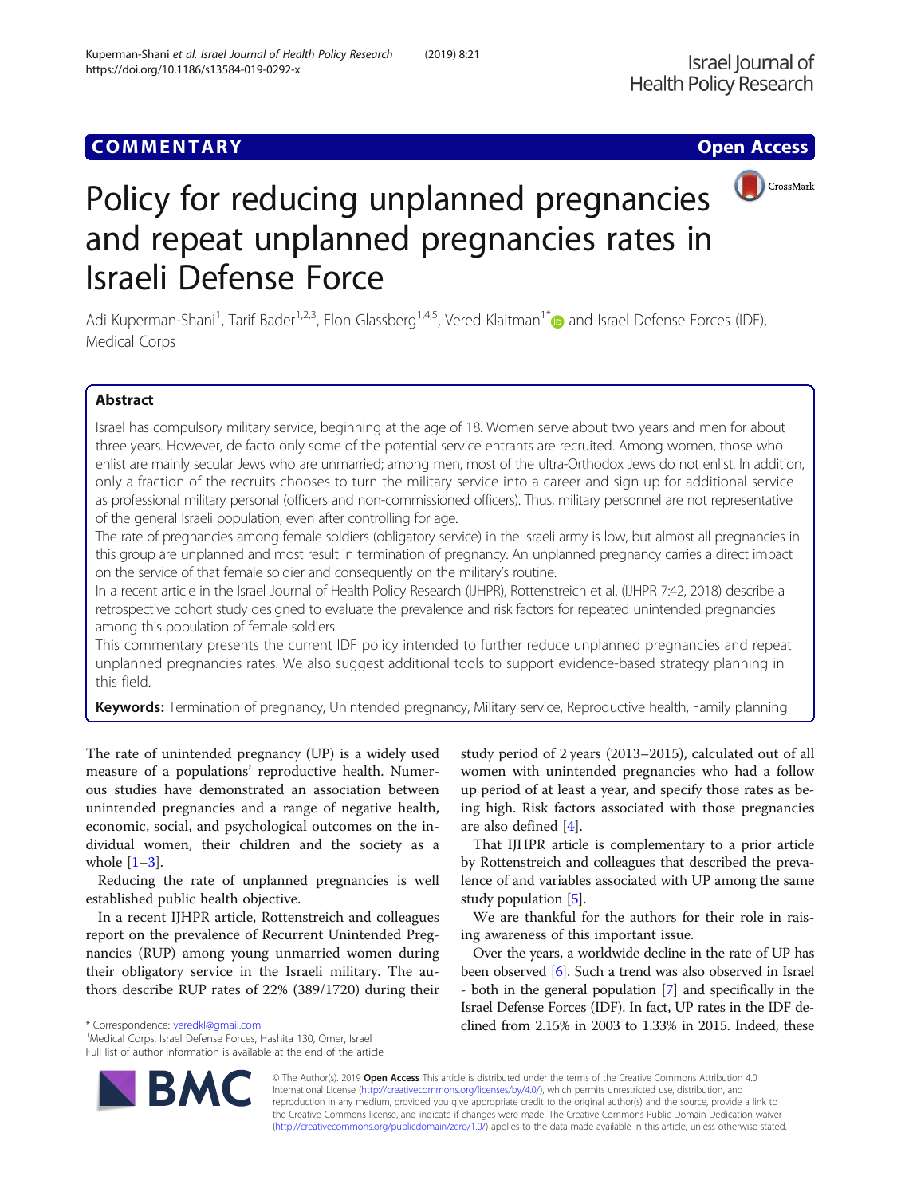COMMENTARY

Open Access

# Policy for reducing unplanned pregnancies and repeat unplanned pregnancies rates in Israeli Defense Force

Adi Kuperman-Shani[1], Tarif Bader[1,2,3], Elon Glassberg[1,4,5], Vered Klaitman[1*] and Israel Defense Forces (IDF), Medical Corps

## Abstract

Israel has compulsory military service, beginning at the age of 18. Women serve about two years and men for about three years. However, de facto only some of the potential service entrants are recruited. Among women, those who enlist are mainly secular Jews who are unmarried; among men, most of the ultra-Orthodox Jews do not enlist. In addition, only a fraction of the recruits chooses to turn the military service into a career and sign up for additional service as professional military personal (officers and non-commissioned officers). Thus, military personnel are not representative of the general Israeli population, even after controlling for age.

The rate of pregnancies among female soldiers (obligatory service) in the Israeli army is low, but almost all pregnancies in this group are unplanned and most result in termination of pregnancy. An unplanned pregnancy carries a direct impact on the service of that female soldier and consequently on the military's routine.

In a recent article in the Israel Journal of Health Policy Research (IJHPR), Rottenstreich et al. (IJHPR 7:42, 2018) describe a retrospective cohort study designed to evaluate the prevalence and risk factors for repeated unintended pregnancies among this population of female soldiers.

This commentary presents the current IDF policy intended to further reduce unplanned pregnancies and repeat unplanned pregnancies rates. We also suggest additional tools to support evidence-based strategy planning in this field.

**Keywords:** Termination of pregnancy, Unintended pregnancy, Military service, Reproductive health, Family planning

The rate of unintended pregnancy (UP) is a widely used measure of a populations' reproductive health. Numerous studies have demonstrated an association between unintended pregnancies and a range of negative health, economic, social, and psychological outcomes on the individual women, their children and the society as a whole [1–3].

Reducing the rate of unplanned pregnancies is well established public health objective.

In a recent IJHPR article, Rottenstreich and colleagues report on the prevalence of Recurrent Unintended Pregnancies (RUP) among young unmarried women during their obligatory service in the Israeli military. The authors describe RUP rates of 22% (389/1720) during their study period of 2 years (2013–2015), calculated out of all women with unintended pregnancies who had a follow up period of at least a year, and specify those rates as being high. Risk factors associated with those pregnancies are also defined [4].

That IJHPR article is complementary to a prior article by Rottenstreich and colleagues that described the prevalence of and variables associated with UP among the same study population [5].

We are thankful for the authors for their role in raising awareness of this important issue.

Over the years, a worldwide decline in the rate of UP has been observed [6]. Such a trend was also observed in Israel - both in the general population [7] and specifically in the Israel Defense Forces (IDF). In fact, UP rates in the IDF declined from 2.15% in 2003 to 1.33% in 2015. Indeed, these

\* Correspondence: veredkl@gmail.com

[1]Medical Corps, Israel Defense Forces, Hashita 130, Omer, Israel

Full list of author information is available at the end of the article

© The Author(s). 2019 **Open Access** This article is distributed under the terms of the Creative Commons Attribution 4.0 International License (http://creativecommons.org/licenses/by/4.0/), which permits unrestricted use, distribution, and reproduction in any medium, provided you give appropriate credit to the original author(s) and the source, provide a link to the Creative Commons license, and indicate if changes were made. The Creative Commons Public Domain Dedication waiver (http://creativecommons.org/publicdomain/zero/1.0/) applies to the data made available in this article, unless otherwise stated.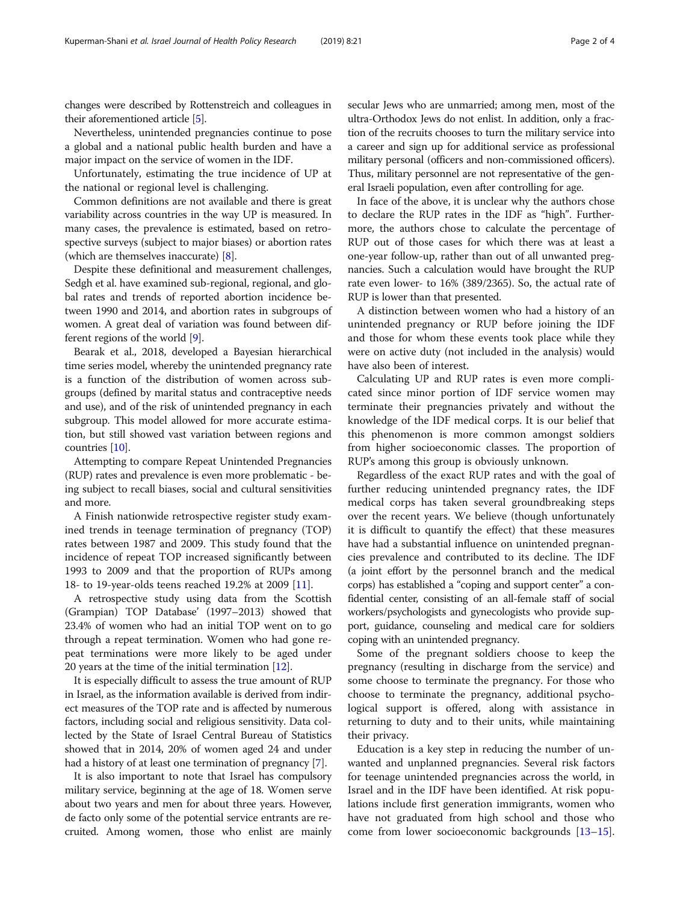changes were described by Rottenstreich and colleagues in their aforementioned article [5].

Nevertheless, unintended pregnancies continue to pose a global and a national public health burden and have a major impact on the service of women in the IDF.

Unfortunately, estimating the true incidence of UP at the national or regional level is challenging.

Common definitions are not available and there is great variability across countries in the way UP is measured. In many cases, the prevalence is estimated, based on retrospective surveys (subject to major biases) or abortion rates (which are themselves inaccurate) [8].

Despite these definitional and measurement challenges, Sedgh et al. have examined sub-regional, regional, and global rates and trends of reported abortion incidence between 1990 and 2014, and abortion rates in subgroups of women. A great deal of variation was found between different regions of the world [9].

Bearak et al., 2018, developed a Bayesian hierarchical time series model, whereby the unintended pregnancy rate is a function of the distribution of women across subgroups (defined by marital status and contraceptive needs and use), and of the risk of unintended pregnancy in each subgroup. This model allowed for more accurate estimation, but still showed vast variation between regions and countries [10].

Attempting to compare Repeat Unintended Pregnancies (RUP) rates and prevalence is even more problematic - being subject to recall biases, social and cultural sensitivities and more.

A Finish nationwide retrospective register study examined trends in teenage termination of pregnancy (TOP) rates between 1987 and 2009. This study found that the incidence of repeat TOP increased significantly between 1993 to 2009 and that the proportion of RUPs among 18- to 19-year-olds teens reached 19.2% at 2009 [11].

A retrospective study using data from the Scottish (Grampian) TOP Database' (1997–2013) showed that 23.4% of women who had an initial TOP went on to go through a repeat termination. Women who had gone repeat terminations were more likely to be aged under 20 years at the time of the initial termination [12].

It is especially difficult to assess the true amount of RUP in Israel, as the information available is derived from indirect measures of the TOP rate and is affected by numerous factors, including social and religious sensitivity. Data collected by the State of Israel Central Bureau of Statistics showed that in 2014, 20% of women aged 24 and under had a history of at least one termination of pregnancy [7].

It is also important to note that Israel has compulsory military service, beginning at the age of 18. Women serve about two years and men for about three years. However, de facto only some of the potential service entrants are recruited. Among women, those who enlist are mainly secular Jews who are unmarried; among men, most of the ultra-Orthodox Jews do not enlist. In addition, only a fraction of the recruits chooses to turn the military service into a career and sign up for additional service as professional military personal (officers and non-commissioned officers). Thus, military personnel are not representative of the general Israeli population, even after controlling for age.

In face of the above, it is unclear why the authors chose to declare the RUP rates in the IDF as "high". Furthermore, the authors chose to calculate the percentage of RUP out of those cases for which there was at least a one-year follow-up, rather than out of all unwanted pregnancies. Such a calculation would have brought the RUP rate even lower- to 16% (389/2365). So, the actual rate of RUP is lower than that presented.

A distinction between women who had a history of an unintended pregnancy or RUP before joining the IDF and those for whom these events took place while they were on active duty (not included in the analysis) would have also been of interest.

Calculating UP and RUP rates is even more complicated since minor portion of IDF service women may terminate their pregnancies privately and without the knowledge of the IDF medical corps. It is our belief that this phenomenon is more common amongst soldiers from higher socioeconomic classes. The proportion of RUP's among this group is obviously unknown.

Regardless of the exact RUP rates and with the goal of further reducing unintended pregnancy rates, the IDF medical corps has taken several groundbreaking steps over the recent years. We believe (though unfortunately it is difficult to quantify the effect) that these measures have had a substantial influence on unintended pregnancies prevalence and contributed to its decline. The IDF (a joint effort by the personnel branch and the medical corps) has established a "coping and support center" a confidential center, consisting of an all-female staff of social workers/psychologists and gynecologists who provide support, guidance, counseling and medical care for soldiers coping with an unintended pregnancy.

Some of the pregnant soldiers choose to keep the pregnancy (resulting in discharge from the service) and some choose to terminate the pregnancy. For those who choose to terminate the pregnancy, additional psychological support is offered, along with assistance in returning to duty and to their units, while maintaining their privacy.

Education is a key step in reducing the number of unwanted and unplanned pregnancies. Several risk factors for teenage unintended pregnancies across the world, in Israel and in the IDF have been identified. At risk populations include first generation immigrants, women who have not graduated from high school and those who come from lower socioeconomic backgrounds [13–15].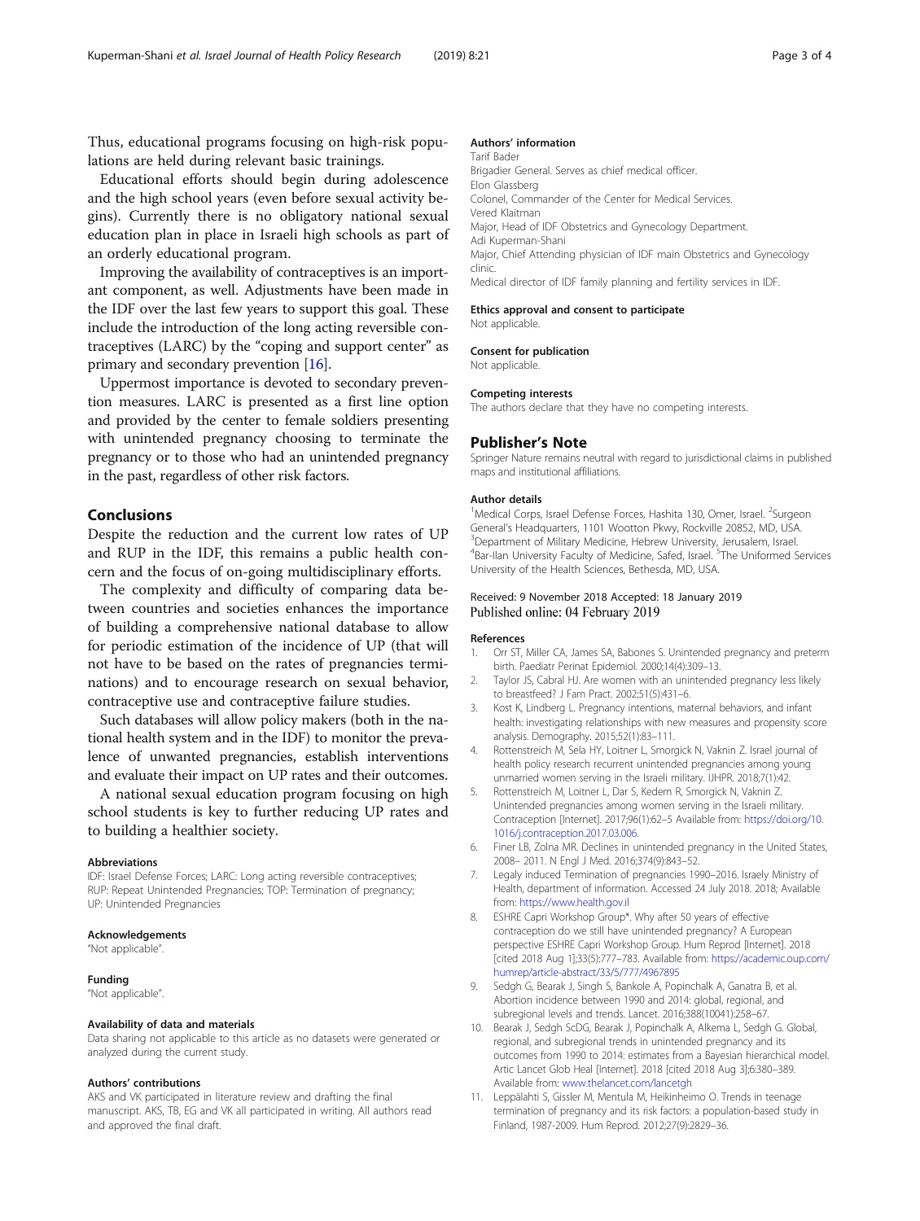Thus, educational programs focusing on high-risk populations are held during relevant basic trainings.

Educational efforts should begin during adolescence and the high school years (even before sexual activity begins). Currently there is no obligatory national sexual education plan in place in Israeli high schools as part of an orderly educational program.

Improving the availability of contraceptives is an important component, as well. Adjustments have been made in the IDF over the last few years to support this goal. These include the introduction of the long acting reversible contraceptives (LARC) by the "coping and support center" as primary and secondary prevention [16].

Uppermost importance is devoted to secondary prevention measures. LARC is presented as a first line option and provided by the center to female soldiers presenting with unintended pregnancy choosing to terminate the pregnancy or to those who had an unintended pregnancy in the past, regardless of other risk factors.

## Conclusions

Despite the reduction and the current low rates of UP and RUP in the IDF, this remains a public health concern and the focus of on-going multidisciplinary efforts.

The complexity and difficulty of comparing data between countries and societies enhances the importance of building a comprehensive national database to allow for periodic estimation of the incidence of UP (that will not have to be based on the rates of pregnancies terminations) and to encourage research on sexual behavior, contraceptive use and contraceptive failure studies.

Such databases will allow policy makers (both in the national health system and in the IDF) to monitor the prevalence of unwanted pregnancies, establish interventions and evaluate their impact on UP rates and their outcomes.

A national sexual education program focusing on high school students is key to further reducing UP rates and to building a healthier society.

#### Abbreviations

IDF: Israel Defense Forces; LARC: Long acting reversible contraceptives; RUP: Repeat Unintended Pregnancies; TOP: Termination of pregnancy; UP: Unintended Pregnancies

#### Acknowledgements

"Not applicable".

#### Funding

"Not applicable".

#### Availability of data and materials

Data sharing not applicable to this article as no datasets were generated or analyzed during the current study.

#### Authors' contributions

AKS and VK participated in literature review and drafting the final manuscript. AKS, TB, EG and VK all participated in writing. All authors read and approved the final draft.

#### Authors' information

Tarif Bader
Brigadier General. Serves as chief medical officer.
Elon Glassberg
Colonel, Commander of the Center for Medical Services.
Vered Klaitman
Major, Head of IDF Obstetrics and Gynecology Department.
Adi Kuperman-Shani
Major, Chief Attending physician of IDF main Obstetrics and Gynecology clinic.
Medical director of IDF family planning and fertility services in IDF.

#### Ethics approval and consent to participate

Not applicable.

#### Consent for publication

Not applicable.

#### Competing interests

The authors declare that they have no competing interests.

### Publisher's Note

Springer Nature remains neutral with regard to jurisdictional claims in published maps and institutional affiliations.

#### Author details

[1]Medical Corps, Israel Defense Forces, Hashita 130, Omer, Israel. [2]Surgeon General's Headquarters, 1101 Wootton Pkwy, Rockville 20852, MD, USA. [3]Department of Military Medicine, Hebrew University, Jerusalem, Israel. [4]Bar-Ilan University Faculty of Medicine, Safed, Israel. [5]The Uniformed Services University of the Health Sciences, Bethesda, MD, USA.

Received: 9 November 2018 Accepted: 18 January 2019
Published online: 04 February 2019

#### References

1. Orr ST, Miller CA, James SA, Babones S. Unintended pregnancy and preterm birth. Paediatr Perinat Epidemiol. 2000;14(4):309–13.
2. Taylor JS, Cabral HJ. Are women with an unintended pregnancy less likely to breastfeed? J Fam Pract. 2002;51(5):431–6.
3. Kost K, Lindberg L. Pregnancy intentions, maternal behaviors, and infant health: investigating relationships with new measures and propensity score analysis. Demography. 2015;52(1):83–111.
4. Rottenstreich M, Sela HY, Loitner L, Smorgick N, Vaknin Z. Israel journal of health policy research recurrent unintended pregnancies among young unmarried women serving in the Israeli military. IJHPR. 2018;7(1):42.
5. Rottenstreich M, Loitner L, Dar S, Kedem R, Smorgick N, Vaknin Z. Unintended pregnancies among women serving in the Israeli military. Contraception [Internet]. 2017;96(1):62–5 Available from: https://doi.org/10.1016/j.contraception.2017.03.006.
6. Finer LB, Zolna MR. Declines in unintended pregnancy in the United States, 2008– 2011. N Engl J Med. 2016;374(9):843–52.
7. Legaly induced Termination of pregnancies 1990–2016. Israely Ministry of Health, department of information. Accessed 24 July 2018. 2018; Available from: https://www.health.gov.il
8. ESHRE Capri Workshop Group*. Why after 50 years of effective contraception do we still have unintended pregnancy? A European perspective ESHRE Capri Workshop Group. Hum Reprod [Internet]. 2018 [cited 2018 Aug 1];33(5):777–783. Available from: https://academic.oup.com/humrep/article-abstract/33/5/777/4967895
9. Sedgh G, Bearak J, Singh S, Bankole A, Popinchalk A, Ganatra B, et al. Abortion incidence between 1990 and 2014: global, regional, and subregional levels and trends. Lancet. 2016;388(10041):258–67.
10. Bearak J, Sedgh ScDG, Bearak J, Popinchalk A, Alkema L, Sedgh G. Global, regional, and subregional trends in unintended pregnancy and its outcomes from 1990 to 2014: estimates from a Bayesian hierarchical model. Artic Lancet Glob Heal [Internet]. 2018 [cited 2018 Aug 3];6:380–389. Available from: www.thelancet.com/lancetgh
11. Leppälahti S, Gissler M, Mentula M, Heikinheimo O. Trends in teenage termination of pregnancy and its risk factors: a population-based study in Finland, 1987-2009. Hum Reprod. 2012;27(9):2829–36.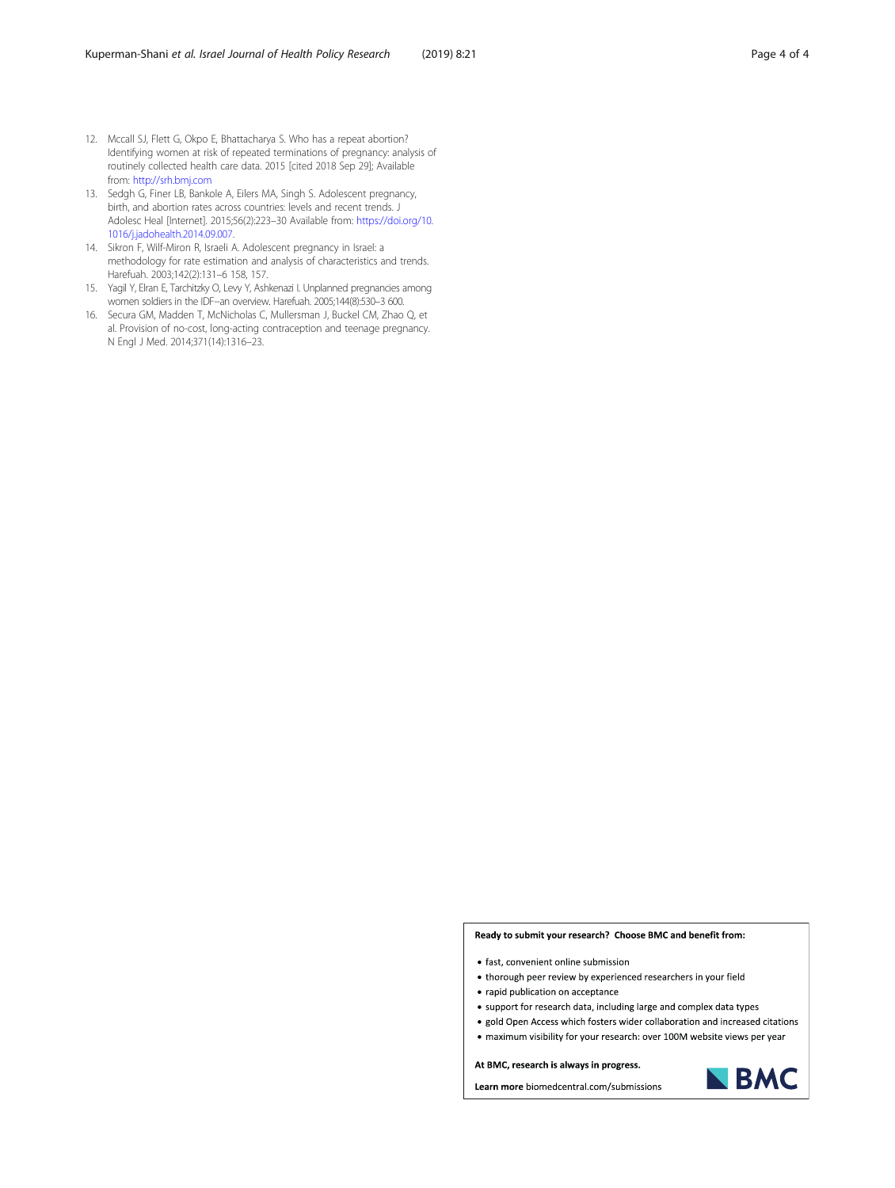12. Mccall SJ, Flett G, Okpo E, Bhattacharya S. Who has a repeat abortion? Identifying women at risk of repeated terminations of pregnancy: analysis of routinely collected health care data. 2015 [cited 2018 Sep 29]; Available from: http://srh.bmj.com
13. Sedgh G, Finer LB, Bankole A, Eilers MA, Singh S. Adolescent pregnancy, birth, and abortion rates across countries: levels and recent trends. J Adolesc Heal [Internet]. 2015;56(2):223–30 Available from: https://doi.org/10.1016/j.jadohealth.2014.09.007.
14. Sikron F, Wilf-Miron R, Israeli A. Adolescent pregnancy in Israel: a methodology for rate estimation and analysis of characteristics and trends. Harefuah. 2003;142(2):131–6 158, 157.
15. Yagil Y, Elran E, Tarchitzky O, Levy Y, Ashkenazi I. Unplanned pregnancies among women soldiers in the IDF--an overview. Harefuah. 2005;144(8):530–3 600.
16. Secura GM, Madden T, McNicholas C, Mullersman J, Buckel CM, Zhao Q, et al. Provision of no-cost, long-acting contraception and teenage pregnancy. N Engl J Med. 2014;371(14):1316–23.

**Ready to submit your research? Choose BMC and benefit from:**

- fast, convenient online submission
- thorough peer review by experienced researchers in your field
- rapid publication on acceptance
- support for research data, including large and complex data types
- gold Open Access which fosters wider collaboration and increased citations
- maximum visibility for your research: over 100M website views per year

**At BMC, research is always in progress.**

**Learn more** biomedcentral.com/submissions

BMC